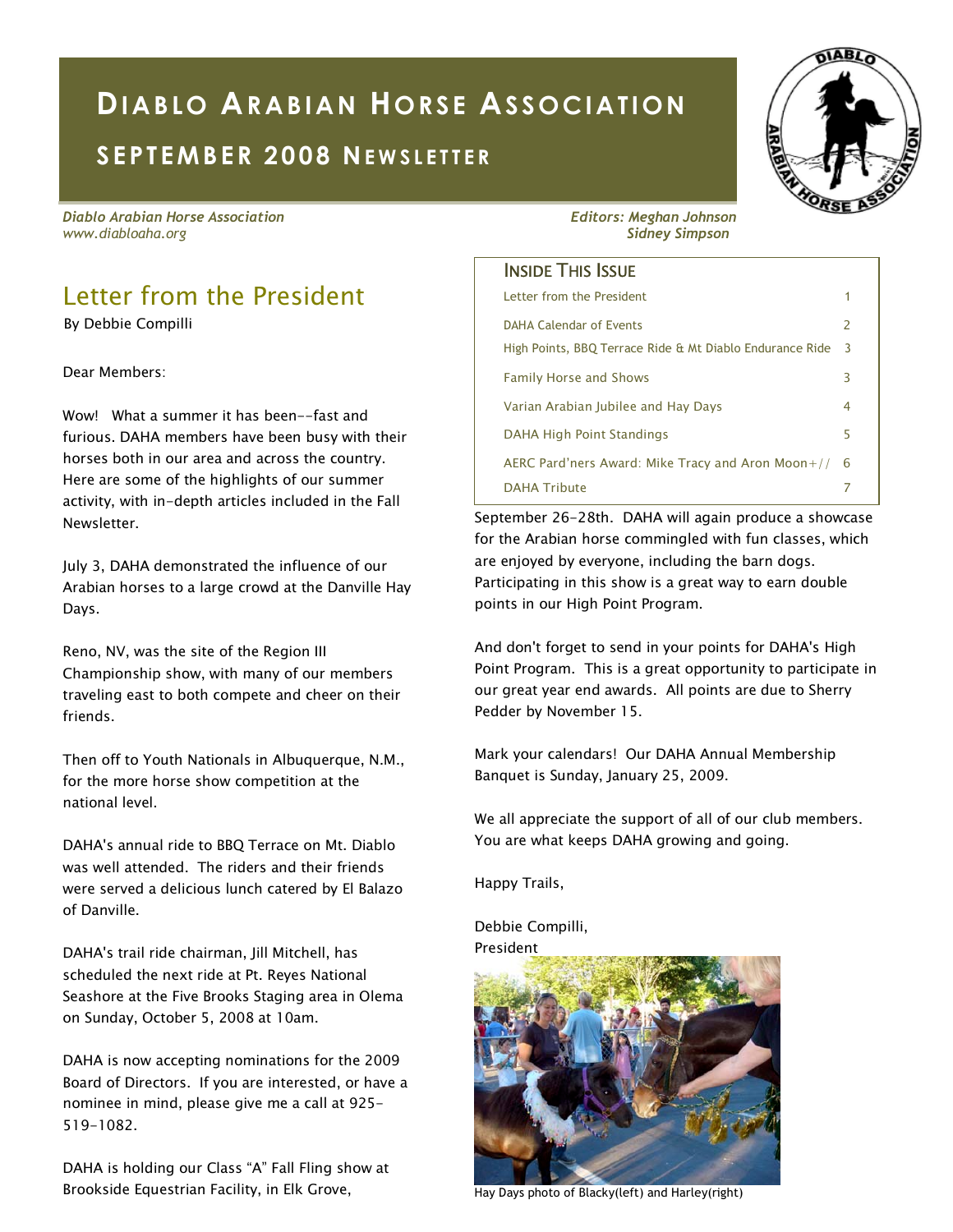# DIABLO ARABIAN HORSE ASSOCIATION

## SEPTEMBER 2008 NEWSLETTER

*Diablo Arabian Horse Association*
*www.diabloaha.org*

*Editors: Meghan Johnson*
*Sidney Simpson*

## Letter from the President

By Debbie Compilli

Dear Members:

Wow! What a summer it has been--fast and furious. DAHA members have been busy with their horses both in our area and across the country. Here are some of the highlights of our summer activity, with in-depth articles included in the Fall Newsletter.

July 3, DAHA demonstrated the influence of our Arabian horses to a large crowd at the Danville Hay Days.

Reno, NV, was the site of the Region III Championship show, with many of our members traveling east to both compete and cheer on their friends.

Then off to Youth Nationals in Albuquerque, N.M., for the more horse show competition at the national level.

DAHA's annual ride to BBQ Terrace on Mt. Diablo was well attended. The riders and their friends were served a delicious lunch catered by El Balazo of Danville.

DAHA's trail ride chairman, Jill Mitchell, has scheduled the next ride at Pt. Reyes National Seashore at the Five Brooks Staging area in Olema on Sunday, October 5, 2008 at 10am.

DAHA is now accepting nominations for the 2009 Board of Directors. If you are interested, or have a nominee in mind, please give me a call at 925-519-1082.

DAHA is holding our Class "A" Fall Fling show at Brookside Equestrian Facility, in Elk Grove, September 26-28th. DAHA will again produce a showcase for the Arabian horse commingled with fun classes, which are enjoyed by everyone, including the barn dogs. Participating in this show is a great way to earn double points in our High Point Program.

And don't forget to send in your points for DAHA's High Point Program. This is a great opportunity to participate in our great year end awards. All points are due to Sherry Pedder by November 15.

Mark your calendars! Our DAHA Annual Membership Banquet is Sunday, January 25, 2009.

We all appreciate the support of all of our club members. You are what keeps DAHA growing and going.

Happy Trails,

Debbie Compilli,
President

Hay Days photo of Blacky(left) and Harley(right)

### INSIDE THIS ISSUE

| | |
|---|---|
| Letter from the President | 1 |
| DAHA Calendar of Events | 2 |
| High Points, BBQ Terrace Ride & Mt Diablo Endurance Ride | 3 |
| Family Horse and Shows | 3 |
| Varian Arabian Jubilee and Hay Days | 4 |
| DAHA High Point Standings | 5 |
| AERC Pard'ners Award: Mike Tracy and Aron Moon+// | 6 |
| DAHA Tribute | 7 |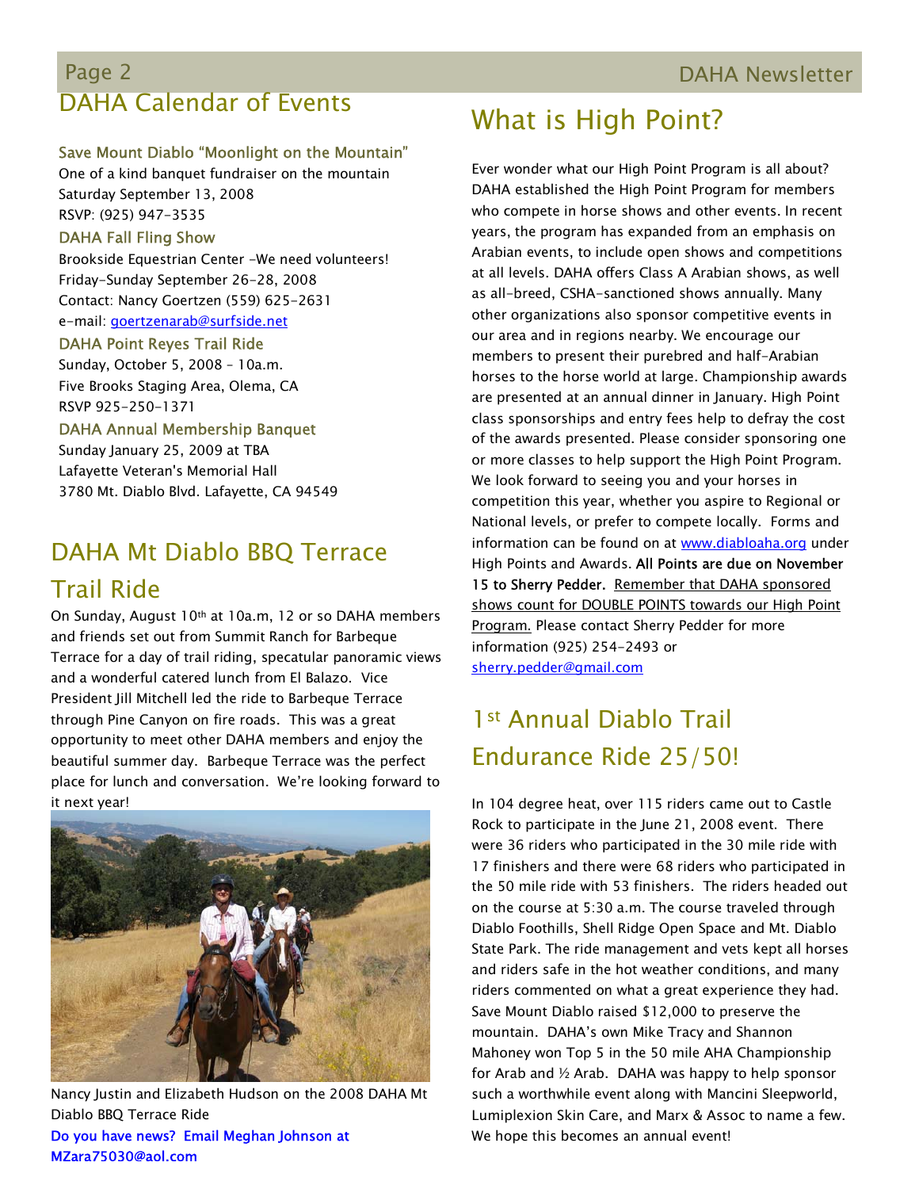## DAHA Calendar of Events

### Save Mount Diablo "Moonlight on the Mountain"

One of a kind banquet fundraiser on the mountain
Saturday September 13, 2008
RSVP: (925) 947-3535

### DAHA Fall Fling Show

Brookside Equestrian Center –We need volunteers!
Friday-Sunday September 26-28, 2008
Contact: Nancy Goertzen (559) 625-2631
e-mail: goertzenarab@surfside.net

### DAHA Point Reyes Trail Ride

Sunday, October 5, 2008 – 10a.m.
Five Brooks Staging Area, Olema, CA
RSVP 925-250-1371

### DAHA Annual Membership Banquet

Sunday January 25, 2009 at TBA
Lafayette Veteran's Memorial Hall
3780 Mt. Diablo Blvd. Lafayette, CA 94549

## DAHA Mt Diablo BBQ Terrace Trail Ride

On Sunday, August 10th at 10a.m, 12 or so DAHA members and friends set out from Summit Ranch for Barbeque Terrace for a day of trail riding, specatular panoramic views and a wonderful catered lunch from El Balazo. Vice President Jill Mitchell led the ride to Barbeque Terrace through Pine Canyon on fire roads. This was a great opportunity to meet other DAHA members and enjoy the beautiful summer day. Barbeque Terrace was the perfect place for lunch and conversation. We're looking forward to it next year!

Nancy Justin and Elizabeth Hudson on the 2008 DAHA Mt Diablo BBQ Terrace Ride

**Do you have news? Email Meghan Johnson at MZara75030@aol.com**

## What is High Point?

Ever wonder what our High Point Program is all about? DAHA established the High Point Program for members who compete in horse shows and other events. In recent years, the program has expanded from an emphasis on Arabian events, to include open shows and competitions at all levels. DAHA offers Class A Arabian shows, as well as all-breed, CSHA-sanctioned shows annually. Many other organizations also sponsor competitive events in our area and in regions nearby. We encourage our members to present their purebred and half-Arabian horses to the horse world at large. Championship awards are presented at an annual dinner in January. High Point class sponsorships and entry fees help to defray the cost of the awards presented. Please consider sponsoring one or more classes to help support the High Point Program. We look forward to seeing you and your horses in competition this year, whether you aspire to Regional or National levels, or prefer to compete locally. Forms and information can be found on at www.diabloaha.org under High Points and Awards. **All Points are due on November 15 to Sherry Pedder.** Remember that DAHA sponsored shows count for DOUBLE POINTS towards our High Point Program. Please contact Sherry Pedder for more information (925) 254-2493 or sherry.pedder@gmail.com

## 1st Annual Diablo Trail Endurance Ride 25/50!

In 104 degree heat, over 115 riders came out to Castle Rock to participate in the June 21, 2008 event. There were 36 riders who participated in the 30 mile ride with 17 finishers and there were 68 riders who participated in the 50 mile ride with 53 finishers. The riders headed out on the course at 5:30 a.m. The course traveled through Diablo Foothills, Shell Ridge Open Space and Mt. Diablo State Park. The ride management and vets kept all horses and riders safe in the hot weather conditions, and many riders commented on what a great experience they had. Save Mount Diablo raised $12,000 to preserve the mountain. DAHA's own Mike Tracy and Shannon Mahoney won Top 5 in the 50 mile AHA Championship for Arab and ½ Arab. DAHA was happy to help sponsor such a worthwhile event along with Mancini Sleepworld, Lumiplexion Skin Care, and Marx & Assoc to name a few. We hope this becomes an annual event!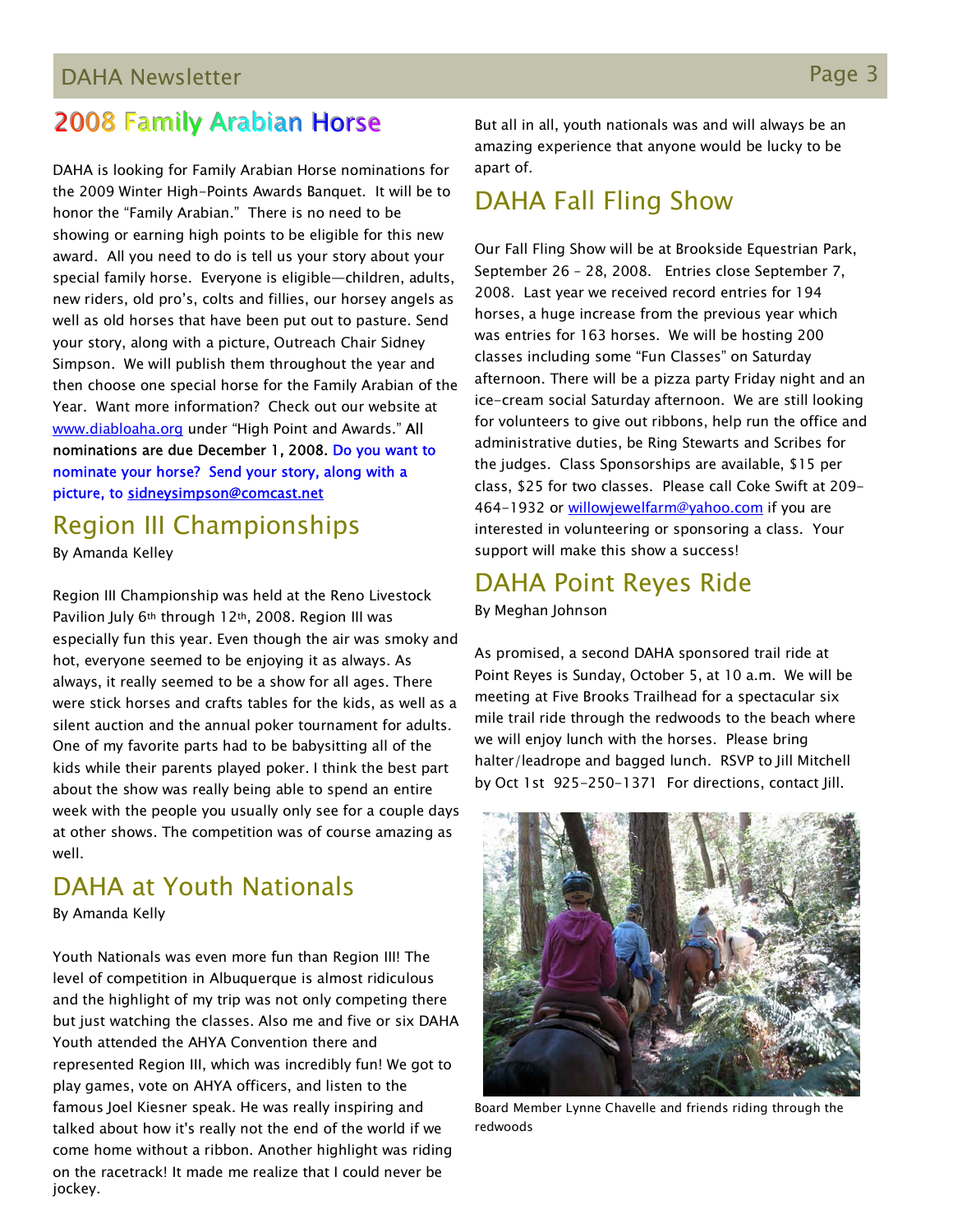## 2008 Family Arabian Horse

DAHA is looking for Family Arabian Horse nominations for the 2009 Winter High-Points Awards Banquet. It will be to honor the "Family Arabian." There is no need to be showing or earning high points to be eligible for this new award. All you need to do is tell us your story about your special family horse. Everyone is eligible—children, adults, new riders, old pro's, colts and fillies, our horsey angels as well as old horses that have been put out to pasture. Send your story, along with a picture, Outreach Chair Sidney Simpson. We will publish them throughout the year and then choose one special horse for the Family Arabian of the Year. Want more information? Check out our website at www.diabloaha.org under "High Point and Awards." **All nominations are due December 1, 2008.** **Do you want to nominate your horse? Send your story, along with a picture, to sidneysimpson@comcast.net**

## Region III Championships

By Amanda Kelley

Region III Championship was held at the Reno Livestock Pavilion July 6th through 12th, 2008. Region III was especially fun this year. Even though the air was smoky and hot, everyone seemed to be enjoying it as always. As always, it really seemed to be a show for all ages. There were stick horses and crafts tables for the kids, as well as a silent auction and the annual poker tournament for adults. One of my favorite parts had to be babysitting all of the kids while their parents played poker. I think the best part about the show was really being able to spend an entire week with the people you usually only see for a couple days at other shows. The competition was of course amazing as well.

## DAHA at Youth Nationals

By Amanda Kelly

Youth Nationals was even more fun than Region III! The level of competition in Albuquerque is almost ridiculous and the highlight of my trip was not only competing there but just watching the classes. Also me and five or six DAHA Youth attended the AHYA Convention there and represented Region III, which was incredibly fun! We got to play games, vote on AHYA officers, and listen to the famous Joel Kiesner speak. He was really inspiring and talked about how it's really not the end of the world if we come home without a ribbon. Another highlight was riding on the racetrack! It made me realize that I could never be jockey.

But all in all, youth nationals was and will always be an amazing experience that anyone would be lucky to be apart of.

## DAHA Fall Fling Show

Our Fall Fling Show will be at Brookside Equestrian Park, September 26 – 28, 2008. Entries close September 7, 2008. Last year we received record entries for 194 horses, a huge increase from the previous year which was entries for 163 horses. We will be hosting 200 classes including some "Fun Classes" on Saturday afternoon. There will be a pizza party Friday night and an ice-cream social Saturday afternoon. We are still looking for volunteers to give out ribbons, help run the office and administrative duties, be Ring Stewarts and Scribes for the judges. Class Sponsorships are available, $15 per class, $25 for two classes. Please call Coke Swift at 209-464-1932 or willowjewelfarm@yahoo.com if you are interested in volunteering or sponsoring a class. Your support will make this show a success!

## DAHA Point Reyes Ride

By Meghan Johnson

As promised, a second DAHA sponsored trail ride at Point Reyes is Sunday, October 5, at 10 a.m. We will be meeting at Five Brooks Trailhead for a spectacular six mile trail ride through the redwoods to the beach where we will enjoy lunch with the horses. Please bring halter/leadrope and bagged lunch. RSVP to Jill Mitchell by Oct 1st 925-250-1371 For directions, contact Jill.

Board Member Lynne Chavelle and friends riding through the redwoods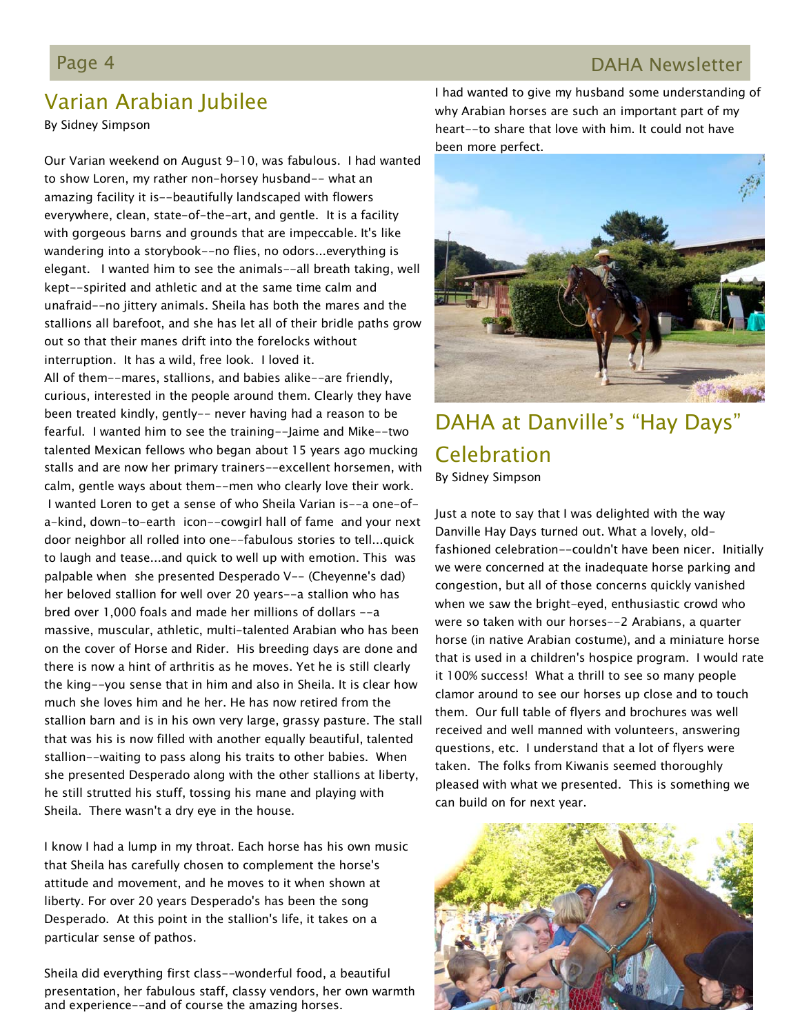## Varian Arabian Jubilee

By Sidney Simpson

Our Varian weekend on August 9-10, was fabulous. I had wanted to show Loren, my rather non-horsey husband-- what an amazing facility it is--beautifully landscaped with flowers everywhere, clean, state-of-the-art, and gentle. It is a facility with gorgeous barns and grounds that are impeccable. It's like wandering into a storybook--no flies, no odors...everything is elegant. I wanted him to see the animals--all breath taking, well kept--spirited and athletic and at the same time calm and unafraid--no jittery animals. Sheila has both the mares and the stallions all barefoot, and she has let all of their bridle paths grow out so that their manes drift into the forelocks without interruption. It has a wild, free look. I loved it.

All of them--mares, stallions, and babies alike--are friendly, curious, interested in the people around them. Clearly they have been treated kindly, gently-- never having had a reason to be fearful. I wanted him to see the training--Jaime and Mike--two talented Mexican fellows who began about 15 years ago mucking stalls and are now her primary trainers--excellent horsemen, with calm, gentle ways about them--men who clearly love their work. I wanted Loren to get a sense of who Sheila Varian is--a one-of-a-kind, down-to-earth icon--cowgirl hall of fame and your next door neighbor all rolled into one--fabulous stories to tell...quick to laugh and tease...and quick to well up with emotion. This was palpable when she presented Desperado V-- (Cheyenne's dad) her beloved stallion for well over 20 years--a stallion who has bred over 1,000 foals and made her millions of dollars --a massive, muscular, athletic, multi-talented Arabian who has been on the cover of Horse and Rider. His breeding days are done and there is now a hint of arthritis as he moves. Yet he is still clearly the king--you sense that in him and also in Sheila. It is clear how much she loves him and he her. He has now retired from the stallion barn and is in his own very large, grassy pasture. The stall that was his is now filled with another equally beautiful, talented stallion--waiting to pass along his traits to other babies. When she presented Desperado along with the other stallions at liberty, he still strutted his stuff, tossing his mane and playing with Sheila. There wasn't a dry eye in the house.

I know I had a lump in my throat. Each horse has his own music that Sheila has carefully chosen to complement the horse's attitude and movement, and he moves to it when shown at liberty. For over 20 years Desperado's has been the song Desperado. At this point in the stallion's life, it takes on a particular sense of pathos.

Sheila did everything first class--wonderful food, a beautiful presentation, her fabulous staff, classy vendors, her own warmth and experience--and of course the amazing horses.

I had wanted to give my husband some understanding of why Arabian horses are such an important part of my heart--to share that love with him. It could not have been more perfect.

## DAHA at Danville's "Hay Days" Celebration

By Sidney Simpson

Just a note to say that I was delighted with the way Danville Hay Days turned out. What a lovely, old-fashioned celebration--couldn't have been nicer. Initially we were concerned at the inadequate horse parking and congestion, but all of those concerns quickly vanished when we saw the bright-eyed, enthusiastic crowd who were so taken with our horses--2 Arabians, a quarter horse (in native Arabian costume), and a miniature horse that is used in a children's hospice program. I would rate it 100% success! What a thrill to see so many people clamor around to see our horses up close and to touch them. Our full table of flyers and brochures was well received and well manned with volunteers, answering questions, etc. I understand that a lot of flyers were taken. The folks from Kiwanis seemed thoroughly pleased with what we presented. This is something we can build on for next year.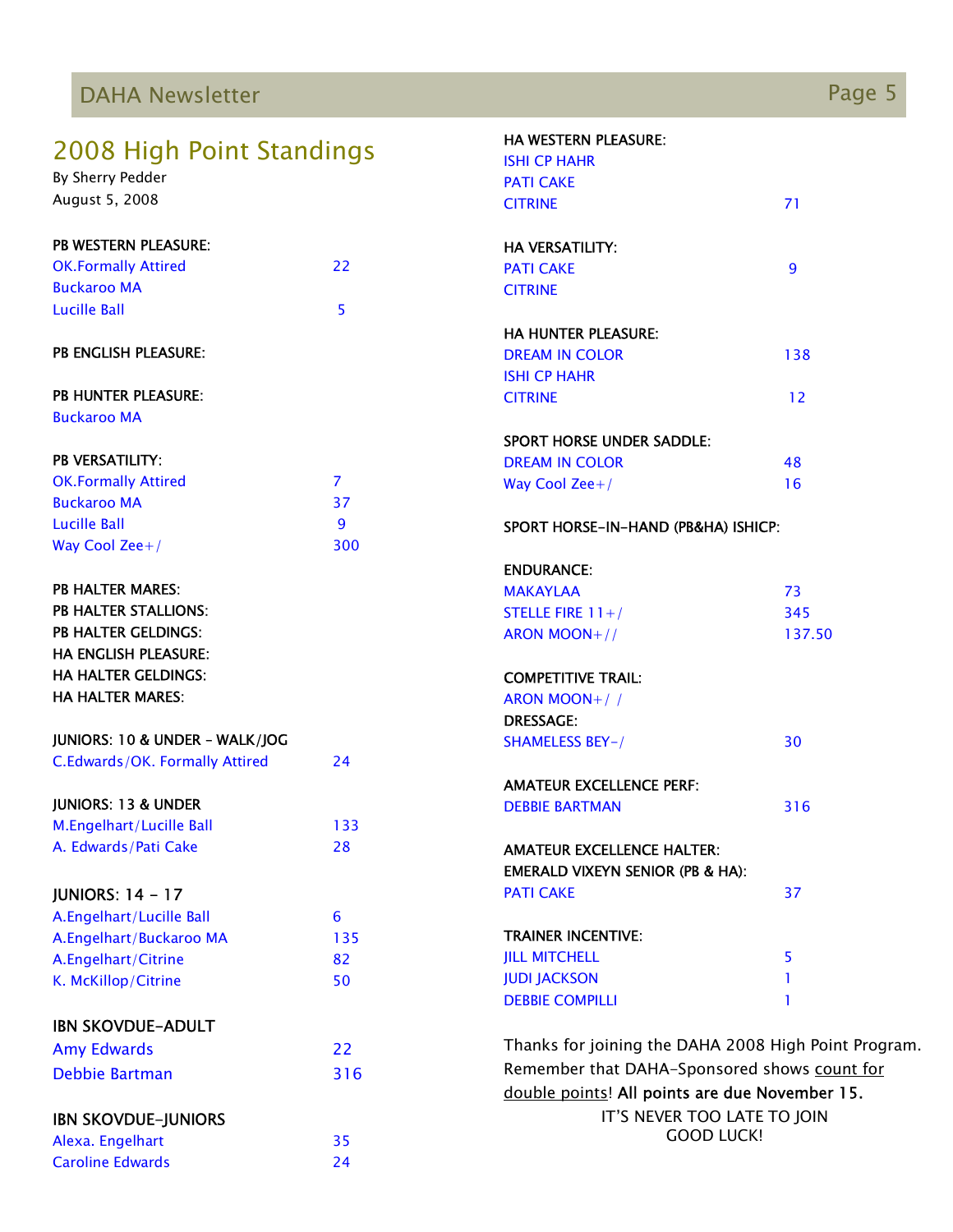# 2008 High Point Standings

By Sherry Pedder
August 5, 2008

**PB WESTERN PLEASURE:**

OK.Formally Attired 22
Buckaroo MA
Lucille Ball 5

**PB ENGLISH PLEASURE:**

**PB HUNTER PLEASURE:**

Buckaroo MA

**PB VERSATILITY:**

OK.Formally Attired 7
Buckaroo MA 37
Lucille Ball 9
Way Cool Zee+/ 300

**PB HALTER MARES:**
**PB HALTER STALLIONS:**
**PB HALTER GELDINGS:**
**HA ENGLISH PLEASURE:**
**HA HALTER GELDINGS:**
**HA HALTER MARES:**

**JUNIORS: 10 & UNDER - WALK/JOG**

C.Edwards/OK. Formally Attired 24

**JUNIORS: 13 & UNDER**

M.Engelhart/Lucille Ball 133
A. Edwards/Pati Cake 28

**JUNIORS: 14 - 17**

A.Engelhart/Lucille Ball 6
A.Engelhart/Buckaroo MA 135
A.Engelhart/Citrine 82
K. McKillop/Citrine 50

**IBN SKOVDUE-ADULT**

Amy Edwards 22
Debbie Bartman 316

**IBN SKOVDUE-JUNIORS**

Alexa. Engelhart 35
Caroline Edwards 24

**HA WESTERN PLEASURE:**

ISHI CP HAHR
PATI CAKE
CITRINE 71

**HA VERSATILITY:**

PATI CAKE 9
CITRINE

**HA HUNTER PLEASURE:**

DREAM IN COLOR 138
ISHI CP HAHR
CITRINE 12

**SPORT HORSE UNDER SADDLE:**

DREAM IN COLOR 48
Way Cool Zee+/ 16

**SPORT HORSE-IN-HAND (PB&HA) ISHICP:**

**ENDURANCE:**

MAKAYLAA 73
STELLE FIRE 11+/ 345
ARON MOON+// 137.50

**COMPETITIVE TRAIL:**

ARON MOON+/ /

**DRESSAGE:**

SHAMELESS BEY-/ 30

**AMATEUR EXCELLENCE PERF:**

DEBBIE BARTMAN 316

**AMATEUR EXCELLENCE HALTER:**

**EMERALD VIXEYN SENIOR (PB & HA):**

PATI CAKE 37

**TRAINER INCENTIVE:**

JILL MITCHELL 5
JUDI JACKSON 1
DEBBIE COMPILLI 1

Thanks for joining the DAHA 2008 High Point Program. Remember that DAHA-Sponsored shows count for double points! **All points are due November 15.**

IT'S NEVER TOO LATE TO JOIN
GOOD LUCK!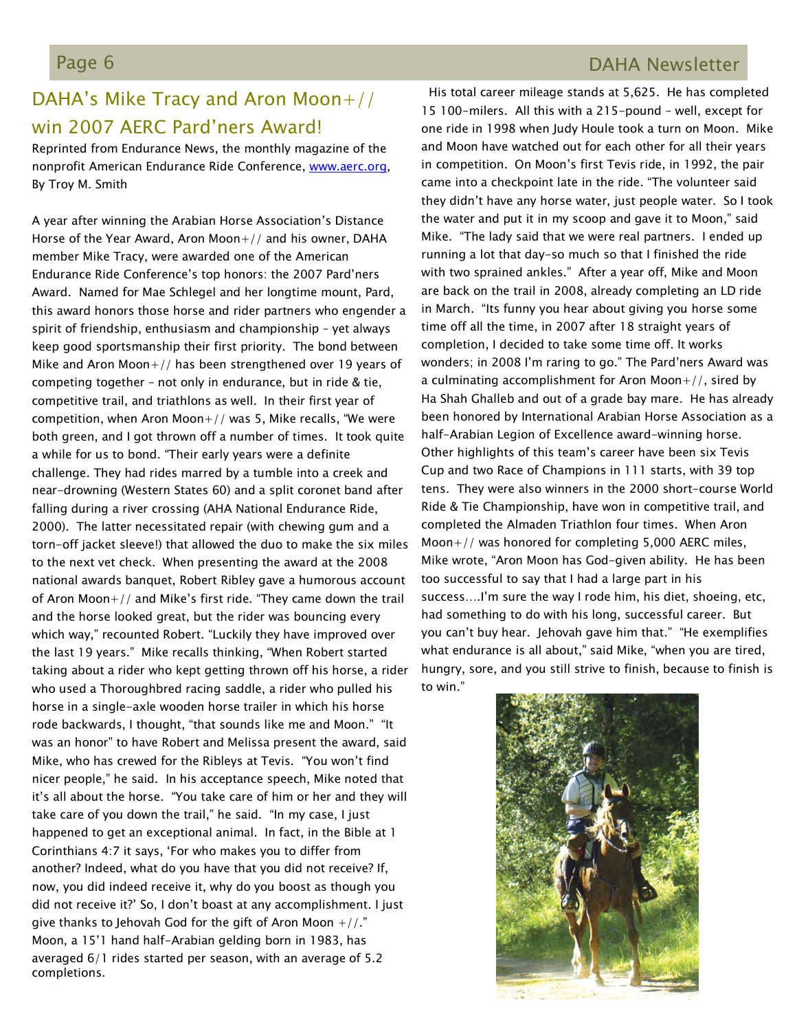## DAHA's Mike Tracy and Aron Moon+// win 2007 AERC Pard'ners Award!

Reprinted from Endurance News, the monthly magazine of the nonprofit American Endurance Ride Conference, www.aerc.org, By Troy M. Smith

A year after winning the Arabian Horse Association's Distance Horse of the Year Award, Aron Moon+// and his owner, DAHA member Mike Tracy, were awarded one of the American Endurance Ride Conference's top honors: the 2007 Pard'ners Award. Named for Mae Schlegel and her longtime mount, Pard, this award honors those horse and rider partners who engender a spirit of friendship, enthusiasm and championship – yet always keep good sportsmanship their first priority. The bond between Mike and Aron Moon+// has been strengthened over 19 years of competing together – not only in endurance, but in ride & tie, competitive trail, and triathlons as well. In their first year of competition, when Aron Moon+// was 5, Mike recalls, "We were both green, and I got thrown off a number of times. It took quite a while for us to bond. "Their early years were a definite challenge. They had rides marred by a tumble into a creek and near-drowning (Western States 60) and a split coronet band after falling during a river crossing (AHA National Endurance Ride, 2000). The latter necessitated repair (with chewing gum and a torn-off jacket sleeve!) that allowed the duo to make the six miles to the next vet check. When presenting the award at the 2008 national awards banquet, Robert Ribley gave a humorous account of Aron Moon+// and Mike's first ride. "They came down the trail and the horse looked great, but the rider was bouncing every which way," recounted Robert. "Luckily they have improved over the last 19 years." Mike recalls thinking, "When Robert started taking about a rider who kept getting thrown off his horse, a rider who used a Thoroughbred racing saddle, a rider who pulled his horse in a single-axle wooden horse trailer in which his horse rode backwards, I thought, "that sounds like me and Moon." "It was an honor" to have Robert and Melissa present the award, said Mike, who has crewed for the Ribleys at Tevis. "You won't find nicer people," he said. In his acceptance speech, Mike noted that it's all about the horse. "You take care of him or her and they will take care of you down the trail," he said. "In my case, I just happened to get an exceptional animal. In fact, in the Bible at 1 Corinthians 4:7 it says, 'For who makes you to differ from another? Indeed, what do you have that you did not receive? If, now, you did indeed receive it, why do you boost as though you did not receive it?' So, I don't boast at any accomplishment. I just give thanks to Jehovah God for the gift of Aron Moon +//." Moon, a 15'1 hand half-Arabian gelding born in 1983, has averaged 6/1 rides started per season, with an average of 5.2 completions.

His total career mileage stands at 5,625. He has completed 15 100-milers. All this with a 215-pound – well, except for one ride in 1998 when Judy Houle took a turn on Moon. Mike and Moon have watched out for each other for all their years in competition. On Moon's first Tevis ride, in 1992, the pair came into a checkpoint late in the ride. "The volunteer said they didn't have any horse water, just people water. So I took the water and put it in my scoop and gave it to Moon," said Mike. "The lady said that we were real partners. I ended up running a lot that day-so much so that I finished the ride with two sprained ankles." After a year off, Mike and Moon are back on the trail in 2008, already completing an LD ride in March. "Its funny you hear about giving you horse some time off all the time, in 2007 after 18 straight years of completion, I decided to take some time off. It works wonders; in 2008 I'm raring to go." The Pard'ners Award was a culminating accomplishment for Aron Moon+//, sired by Ha Shah Ghalleb and out of a grade bay mare. He has already been honored by International Arabian Horse Association as a half-Arabian Legion of Excellence award-winning horse. Other highlights of this team's career have been six Tevis Cup and two Race of Champions in 111 starts, with 39 top tens. They were also winners in the 2000 short-course World Ride & Tie Championship, have won in competitive trail, and completed the Almaden Triathlon four times. When Aron Moon+// was honored for completing 5,000 AERC miles, Mike wrote, "Aron Moon has God-given ability. He has been too successful to say that I had a large part in his success….I'm sure the way I rode him, his diet, shoeing, etc, had something to do with his long, successful career. But you can't buy hear. Jehovah gave him that." "He exemplifies what endurance is all about," said Mike, "when you are tired, hungry, sore, and you still strive to finish, because to finish is to win."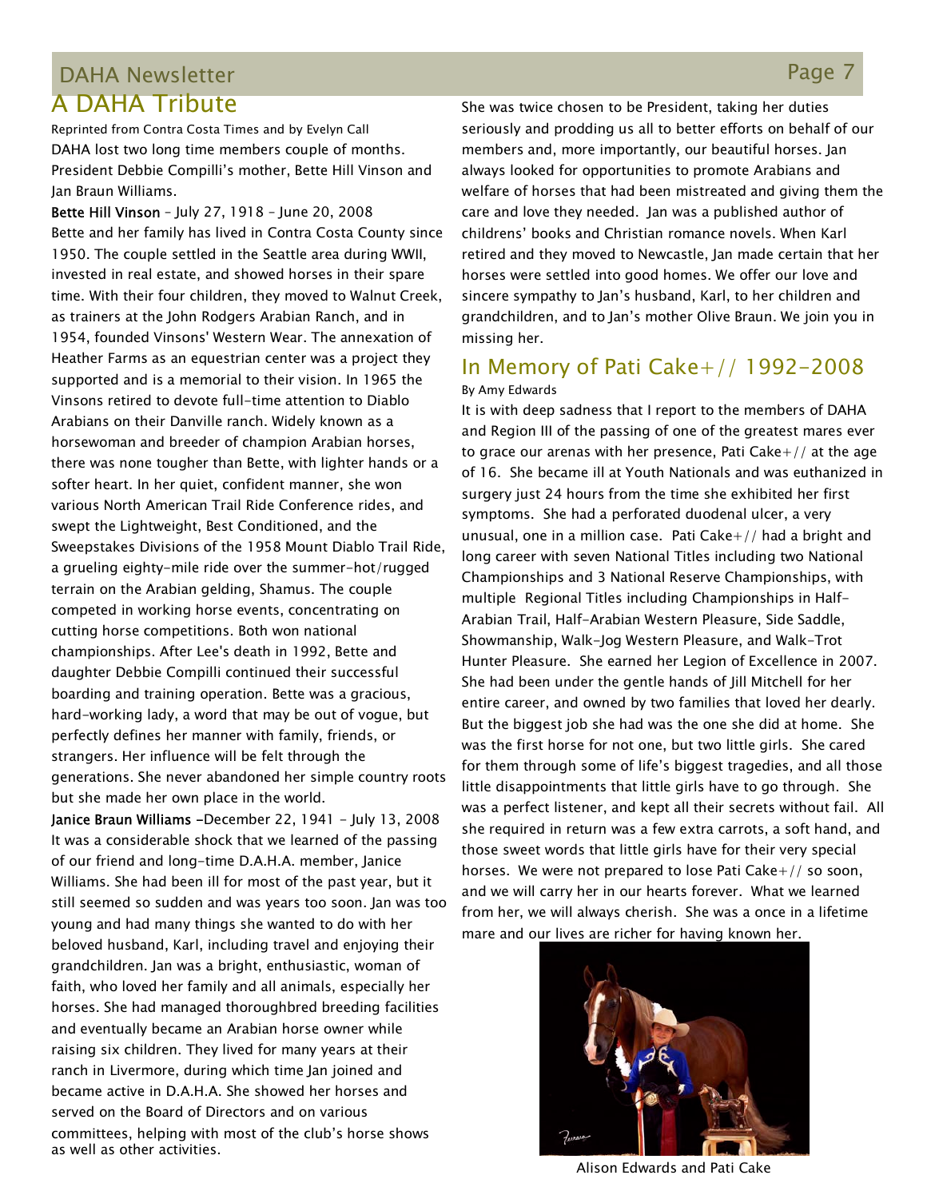# A DAHA Tribute

Reprinted from Contra Costa Times and by Evelyn Call

DAHA lost two long time members couple of months. President Debbie Compilli's mother, Bette Hill Vinson and Jan Braun Williams.

**Bette Hill Vinson** – July 27, 1918 – June 20, 2008

Bette and her family has lived in Contra Costa County since 1950. The couple settled in the Seattle area during WWII, invested in real estate, and showed horses in their spare time. With their four children, they moved to Walnut Creek, as trainers at the John Rodgers Arabian Ranch, and in 1954, founded Vinsons' Western Wear. The annexation of Heather Farms as an equestrian center was a project they supported and is a memorial to their vision. In 1965 the Vinsons retired to devote full-time attention to Diablo Arabians on their Danville ranch. Widely known as a horsewoman and breeder of champion Arabian horses, there was none tougher than Bette, with lighter hands or a softer heart. In her quiet, confident manner, she won various North American Trail Ride Conference rides, and swept the Lightweight, Best Conditioned, and the Sweepstakes Divisions of the 1958 Mount Diablo Trail Ride, a grueling eighty-mile ride over the summer-hot/rugged terrain on the Arabian gelding, Shamus. The couple competed in working horse events, concentrating on cutting horse competitions. Both won national championships. After Lee's death in 1992, Bette and daughter Debbie Compilli continued their successful boarding and training operation. Bette was a gracious, hard-working lady, a word that may be out of vogue, but perfectly defines her manner with family, friends, or strangers. Her influence will be felt through the generations. She never abandoned her simple country roots but she made her own place in the world.

**Janice Braun Williams** –December 22, 1941 – July 13, 2008

It was a considerable shock that we learned of the passing of our friend and long-time D.A.H.A. member, Janice Williams. She had been ill for most of the past year, but it still seemed so sudden and was years too soon. Jan was too young and had many things she wanted to do with her beloved husband, Karl, including travel and enjoying their grandchildren. Jan was a bright, enthusiastic, woman of faith, who loved her family and all animals, especially her horses. She had managed thoroughbred breeding facilities and eventually became an Arabian horse owner while raising six children. They lived for many years at their ranch in Livermore, during which time Jan joined and became active in D.A.H.A. She showed her horses and served on the Board of Directors and on various committees, helping with most of the club's horse shows as well as other activities.

She was twice chosen to be President, taking her duties seriously and prodding us all to better efforts on behalf of our members and, more importantly, our beautiful horses. Jan always looked for opportunities to promote Arabians and welfare of horses that had been mistreated and giving them the care and love they needed. Jan was a published author of childrens' books and Christian romance novels. When Karl retired and they moved to Newcastle, Jan made certain that her horses were settled into good homes. We offer our love and sincere sympathy to Jan's husband, Karl, to her children and grandchildren, and to Jan's mother Olive Braun. We join you in missing her.

## In Memory of Pati Cake+// 1992-2008

By Amy Edwards

It is with deep sadness that I report to the members of DAHA and Region III of the passing of one of the greatest mares ever to grace our arenas with her presence, Pati Cake+// at the age of 16. She became ill at Youth Nationals and was euthanized in surgery just 24 hours from the time she exhibited her first symptoms. She had a perforated duodenal ulcer, a very unusual, one in a million case. Pati Cake+// had a bright and long career with seven National Titles including two National Championships and 3 National Reserve Championships, with multiple Regional Titles including Championships in Half-Arabian Trail, Half-Arabian Western Pleasure, Side Saddle, Showmanship, Walk-Jog Western Pleasure, and Walk-Trot Hunter Pleasure. She earned her Legion of Excellence in 2007. She had been under the gentle hands of Jill Mitchell for her entire career, and owned by two families that loved her dearly. But the biggest job she had was the one she did at home. She was the first horse for not one, but two little girls. She cared for them through some of life's biggest tragedies, and all those little disappointments that little girls have to go through. She was a perfect listener, and kept all their secrets without fail. All she required in return was a few extra carrots, a soft hand, and those sweet words that little girls have for their very special horses. We were not prepared to lose Pati Cake+// so soon, and we will carry her in our hearts forever. What we learned from her, we will always cherish. She was a once in a lifetime mare and our lives are richer for having known her.

Alison Edwards and Pati Cake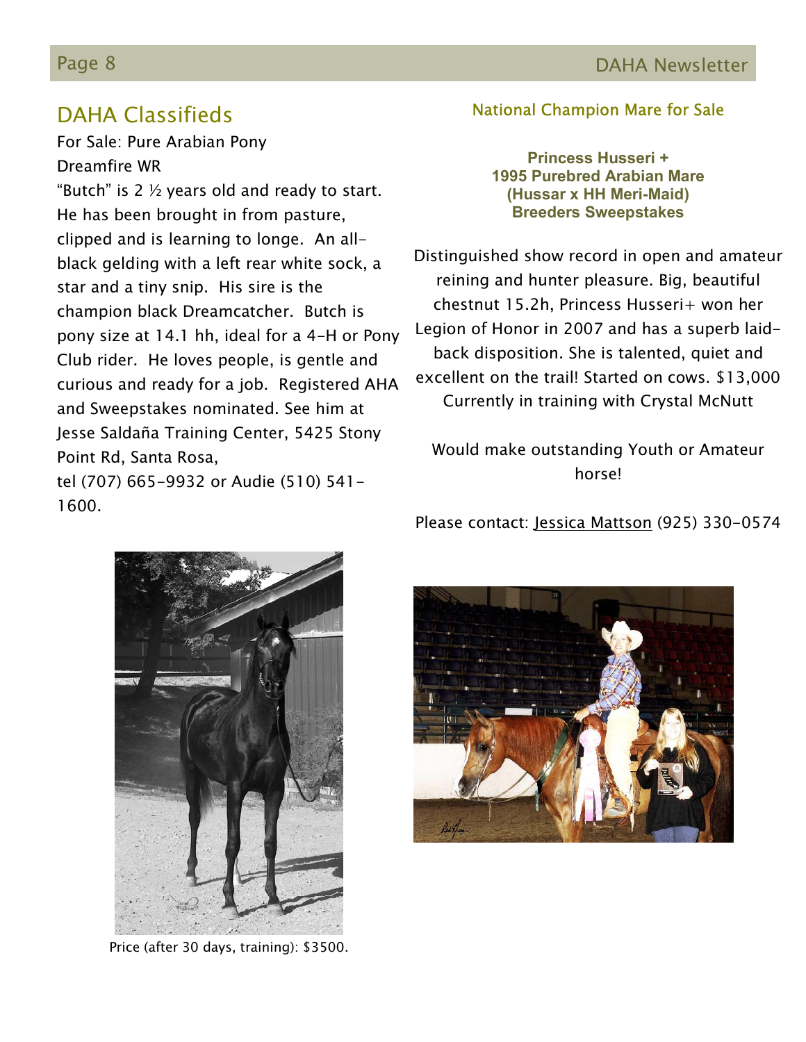## DAHA Classifieds

For Sale: Pure Arabian Pony
Dreamfire WR

"Butch" is 2 ½ years old and ready to start. He has been brought in from pasture, clipped and is learning to longe. An all-black gelding with a left rear white sock, a star and a tiny snip. His sire is the champion black Dreamcatcher. Butch is pony size at 14.1 hh, ideal for a 4-H or Pony Club rider. He loves people, is gentle and curious and ready for a job. Registered AHA and Sweepstakes nominated. See him at Jesse Saldaña Training Center, 5425 Stony Point Rd, Santa Rosa,
tel (707) 665-9932 or Audie (510) 541-1600.

Price (after 30 days, training): $3500.

### National Champion Mare for Sale

**Princess Husseri +**
**1995 Purebred Arabian Mare**
**(Hussar x HH Meri-Maid)**
**Breeders Sweepstakes**

Distinguished show record in open and amateur reining and hunter pleasure. Big, beautiful chestnut 15.2h, Princess Husseri+ won her Legion of Honor in 2007 and has a superb laid-back disposition. She is talented, quiet and excellent on the trail! Started on cows. $13,000
Currently in training with Crystal McNutt

Would make outstanding Youth or Amateur horse!

Please contact: Jessica Mattson (925) 330-0574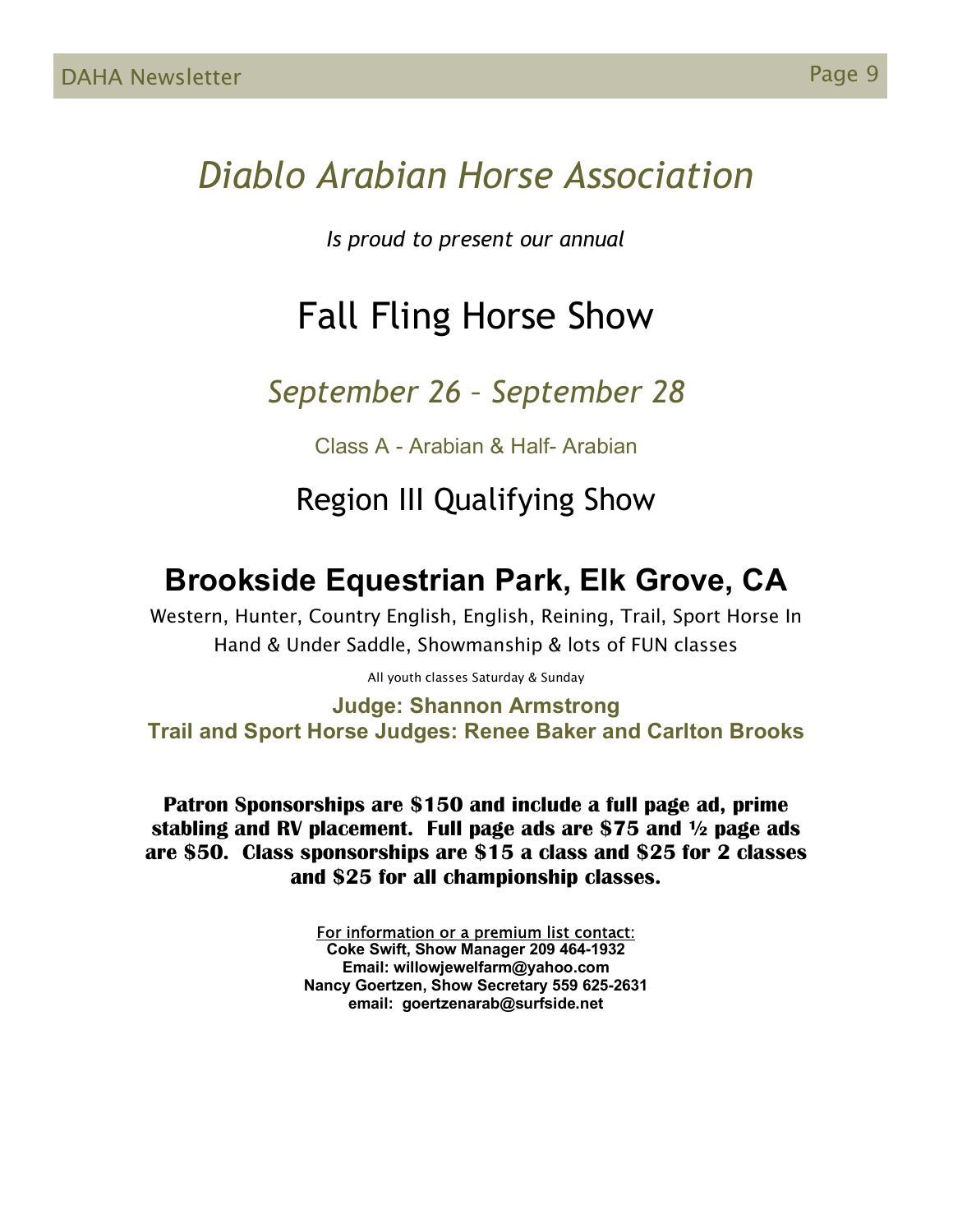# *Diablo Arabian Horse Association*

*Is proud to present our annual*

# Fall Fling Horse Show

## *September 26 – September 28*

Class A - Arabian & Half- Arabian

## Region III Qualifying Show

## **Brookside Equestrian Park, Elk Grove, CA**

Western, Hunter, Country English, English, Reining, Trail, Sport Horse In Hand & Under Saddle, Showmanship & lots of FUN classes

All youth classes Saturday & Sunday

**Judge: Shannon Armstrong**
**Trail and Sport Horse Judges: Renee Baker and Carlton Brooks**

**Patron Sponsorships are $150 and include a full page ad, prime stabling and RV placement. Full page ads are $75 and ½ page ads are $50. Class sponsorships are $15 a class and $25 for 2 classes and $25 for all championship classes.**

For information or a premium list contact:
**Coke Swift, Show Manager 209 464-1932**
**Email: willowjewelfarm@yahoo.com**
**Nancy Goertzen, Show Secretary 559 625-2631**
**email: goertzenarab@surfside.net**